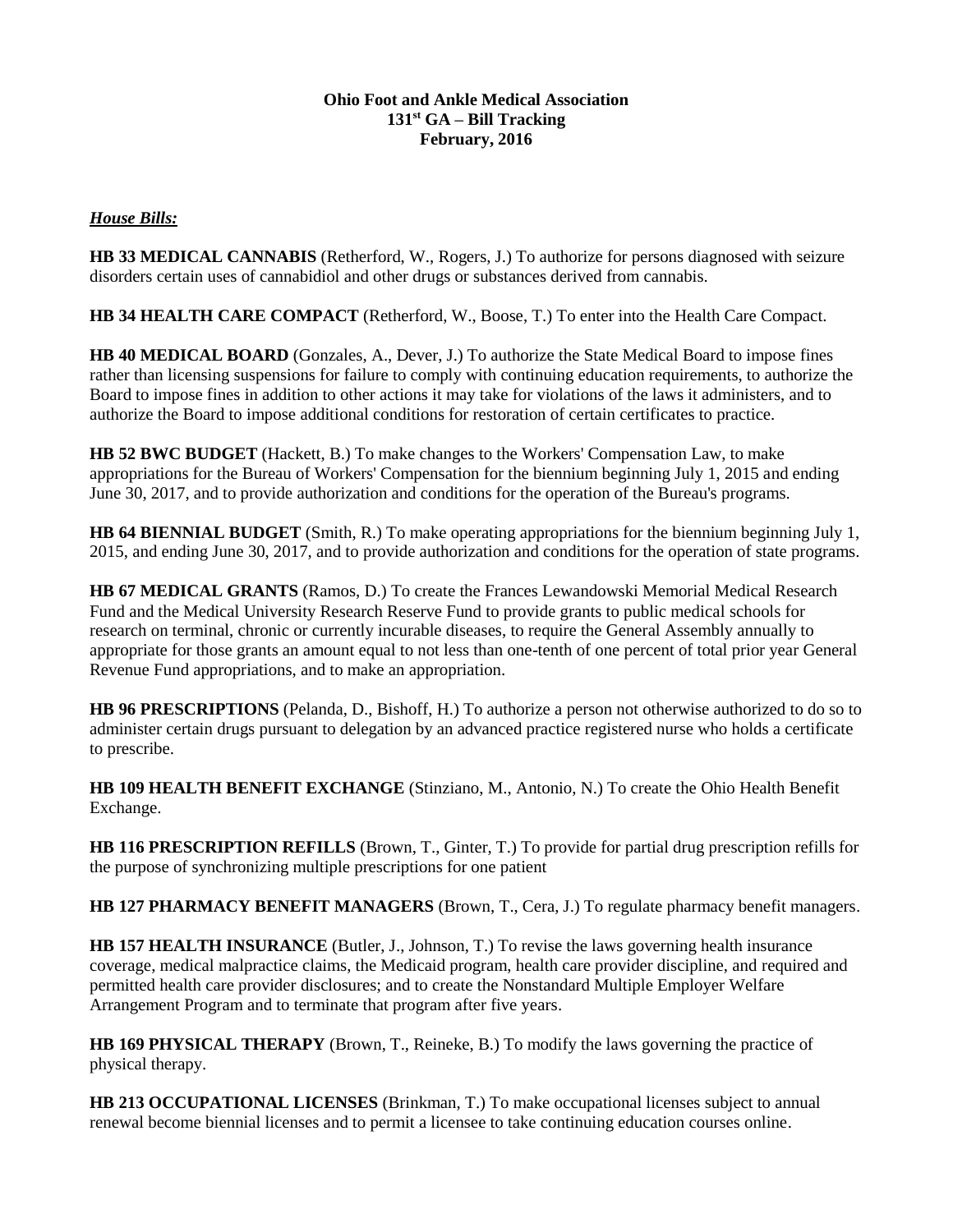**Ohio Foot and Ankle Medical Association**
**131st GA – Bill Tracking**
**February, 2016**

***House Bills:***

**HB 33 MEDICAL CANNABIS** (Retherford, W., Rogers, J.) To authorize for persons diagnosed with seizure disorders certain uses of cannabidiol and other drugs or substances derived from cannabis.

**HB 34 HEALTH CARE COMPACT** (Retherford, W., Boose, T.) To enter into the Health Care Compact.

**HB 40 MEDICAL BOARD** (Gonzales, A., Dever, J.) To authorize the State Medical Board to impose fines rather than licensing suspensions for failure to comply with continuing education requirements, to authorize the Board to impose fines in addition to other actions it may take for violations of the laws it administers, and to authorize the Board to impose additional conditions for restoration of certain certificates to practice.

**HB 52 BWC BUDGET** (Hackett, B.) To make changes to the Workers' Compensation Law, to make appropriations for the Bureau of Workers' Compensation for the biennium beginning July 1, 2015 and ending June 30, 2017, and to provide authorization and conditions for the operation of the Bureau's programs.

**HB 64 BIENNIAL BUDGET** (Smith, R.) To make operating appropriations for the biennium beginning July 1, 2015, and ending June 30, 2017, and to provide authorization and conditions for the operation of state programs.

**HB 67 MEDICAL GRANTS** (Ramos, D.) To create the Frances Lewandowski Memorial Medical Research Fund and the Medical University Research Reserve Fund to provide grants to public medical schools for research on terminal, chronic or currently incurable diseases, to require the General Assembly annually to appropriate for those grants an amount equal to not less than one-tenth of one percent of total prior year General Revenue Fund appropriations, and to make an appropriation.

**HB 96 PRESCRIPTIONS** (Pelanda, D., Bishoff, H.) To authorize a person not otherwise authorized to do so to administer certain drugs pursuant to delegation by an advanced practice registered nurse who holds a certificate to prescribe.

**HB 109 HEALTH BENEFIT EXCHANGE** (Stinziano, M., Antonio, N.) To create the Ohio Health Benefit Exchange.

**HB 116 PRESCRIPTION REFILLS** (Brown, T., Ginter, T.) To provide for partial drug prescription refills for the purpose of synchronizing multiple prescriptions for one patient

**HB 127 PHARMACY BENEFIT MANAGERS** (Brown, T., Cera, J.) To regulate pharmacy benefit managers.

**HB 157 HEALTH INSURANCE** (Butler, J., Johnson, T.) To revise the laws governing health insurance coverage, medical malpractice claims, the Medicaid program, health care provider discipline, and required and permitted health care provider disclosures; and to create the Nonstandard Multiple Employer Welfare Arrangement Program and to terminate that program after five years.

**HB 169 PHYSICAL THERAPY** (Brown, T., Reineke, B.) To modify the laws governing the practice of physical therapy.

**HB 213 OCCUPATIONAL LICENSES** (Brinkman, T.) To make occupational licenses subject to annual renewal become biennial licenses and to permit a licensee to take continuing education courses online.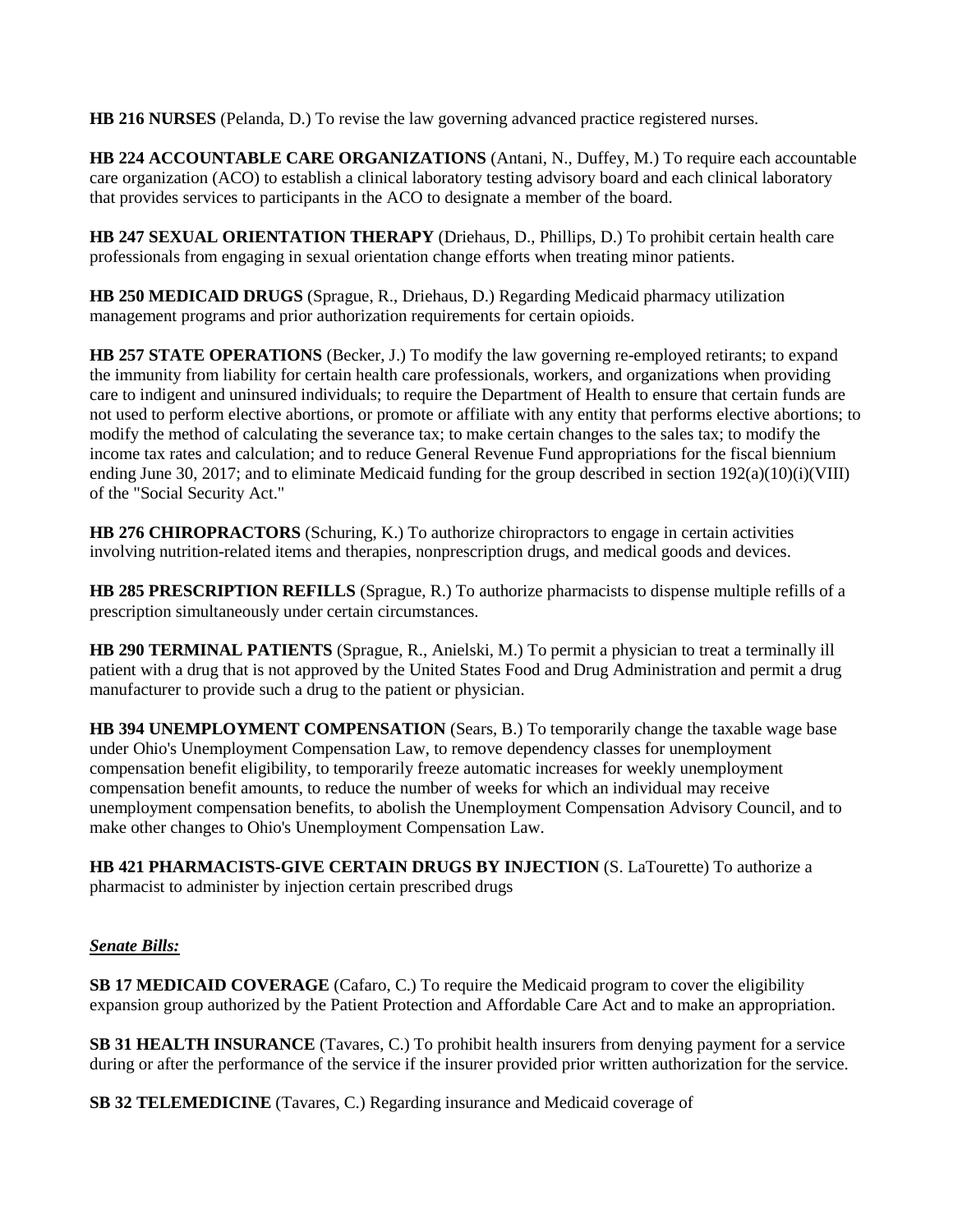**HB 216 NURSES** (Pelanda, D.) To revise the law governing advanced practice registered nurses.

**HB 224 ACCOUNTABLE CARE ORGANIZATIONS** (Antani, N., Duffey, M.) To require each accountable care organization (ACO) to establish a clinical laboratory testing advisory board and each clinical laboratory that provides services to participants in the ACO to designate a member of the board.

**HB 247 SEXUAL ORIENTATION THERAPY** (Driehaus, D., Phillips, D.) To prohibit certain health care professionals from engaging in sexual orientation change efforts when treating minor patients.

**HB 250 MEDICAID DRUGS** (Sprague, R., Driehaus, D.) Regarding Medicaid pharmacy utilization management programs and prior authorization requirements for certain opioids.

**HB 257 STATE OPERATIONS** (Becker, J.) To modify the law governing re-employed retirants; to expand the immunity from liability for certain health care professionals, workers, and organizations when providing care to indigent and uninsured individuals; to require the Department of Health to ensure that certain funds are not used to perform elective abortions, or promote or affiliate with any entity that performs elective abortions; to modify the method of calculating the severance tax; to make certain changes to the sales tax; to modify the income tax rates and calculation; and to reduce General Revenue Fund appropriations for the fiscal biennium ending June 30, 2017; and to eliminate Medicaid funding for the group described in section 192(a)(10)(i)(VIII) of the "Social Security Act."

**HB 276 CHIROPRACTORS** (Schuring, K.) To authorize chiropractors to engage in certain activities involving nutrition-related items and therapies, nonprescription drugs, and medical goods and devices.

**HB 285 PRESCRIPTION REFILLS** (Sprague, R.) To authorize pharmacists to dispense multiple refills of a prescription simultaneously under certain circumstances.

**HB 290 TERMINAL PATIENTS** (Sprague, R., Anielski, M.) To permit a physician to treat a terminally ill patient with a drug that is not approved by the United States Food and Drug Administration and permit a drug manufacturer to provide such a drug to the patient or physician.

**HB 394 UNEMPLOYMENT COMPENSATION** (Sears, B.) To temporarily change the taxable wage base under Ohio's Unemployment Compensation Law, to remove dependency classes for unemployment compensation benefit eligibility, to temporarily freeze automatic increases for weekly unemployment compensation benefit amounts, to reduce the number of weeks for which an individual may receive unemployment compensation benefits, to abolish the Unemployment Compensation Advisory Council, and to make other changes to Ohio's Unemployment Compensation Law.

**HB 421 PHARMACISTS-GIVE CERTAIN DRUGS BY INJECTION** (S. LaTourette) To authorize a pharmacist to administer by injection certain prescribed drugs

***Senate Bills:***

**SB 17 MEDICAID COVERAGE** (Cafaro, C.) To require the Medicaid program to cover the eligibility expansion group authorized by the Patient Protection and Affordable Care Act and to make an appropriation.

**SB 31 HEALTH INSURANCE** (Tavares, C.) To prohibit health insurers from denying payment for a service during or after the performance of the service if the insurer provided prior written authorization for the service.

**SB 32 TELEMEDICINE** (Tavares, C.) Regarding insurance and Medicaid coverage of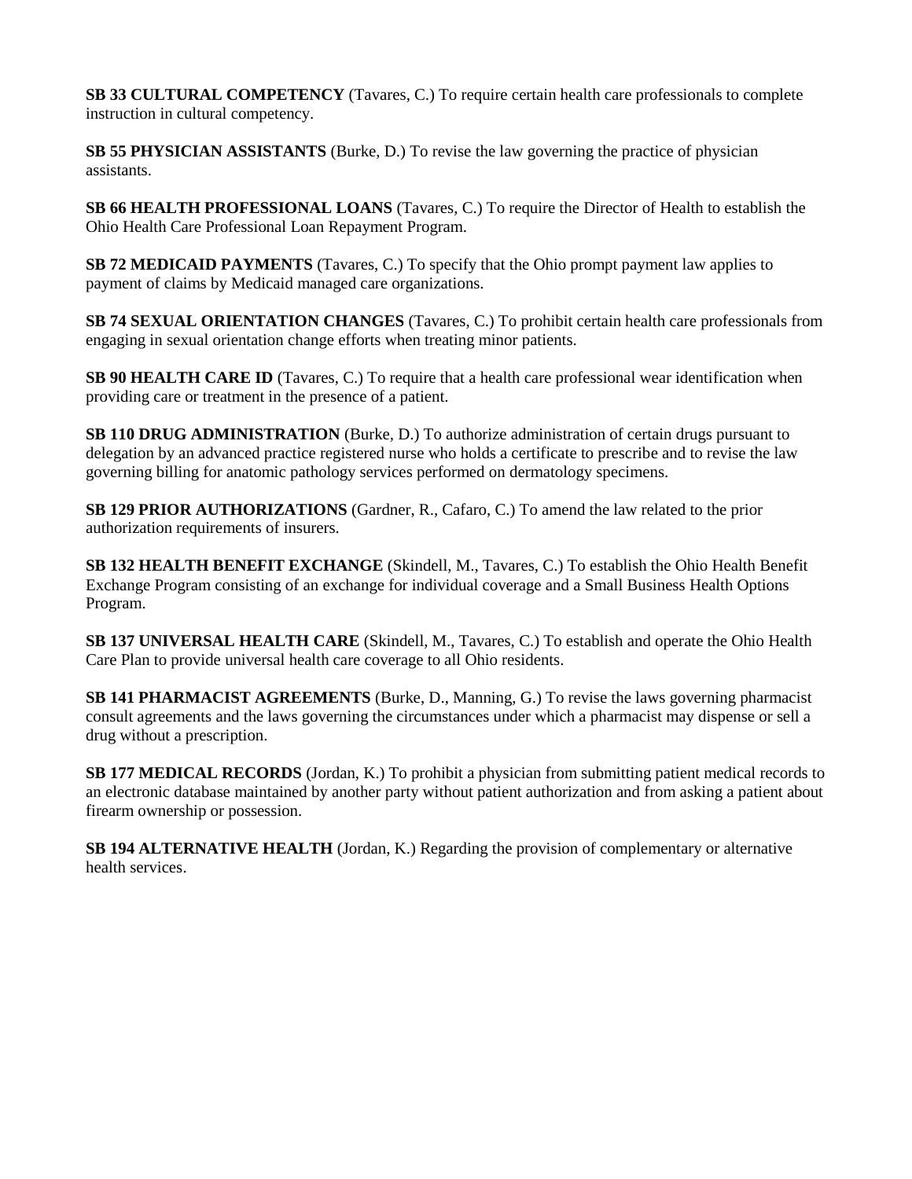**SB 33 CULTURAL COMPETENCY** (Tavares, C.) To require certain health care professionals to complete instruction in cultural competency.

**SB 55 PHYSICIAN ASSISTANTS** (Burke, D.) To revise the law governing the practice of physician assistants.

**SB 66 HEALTH PROFESSIONAL LOANS** (Tavares, C.) To require the Director of Health to establish the Ohio Health Care Professional Loan Repayment Program.

**SB 72 MEDICAID PAYMENTS** (Tavares, C.) To specify that the Ohio prompt payment law applies to payment of claims by Medicaid managed care organizations.

**SB 74 SEXUAL ORIENTATION CHANGES** (Tavares, C.) To prohibit certain health care professionals from engaging in sexual orientation change efforts when treating minor patients.

**SB 90 HEALTH CARE ID** (Tavares, C.) To require that a health care professional wear identification when providing care or treatment in the presence of a patient.

**SB 110 DRUG ADMINISTRATION** (Burke, D.) To authorize administration of certain drugs pursuant to delegation by an advanced practice registered nurse who holds a certificate to prescribe and to revise the law governing billing for anatomic pathology services performed on dermatology specimens.

**SB 129 PRIOR AUTHORIZATIONS** (Gardner, R., Cafaro, C.) To amend the law related to the prior authorization requirements of insurers.

**SB 132 HEALTH BENEFIT EXCHANGE** (Skindell, M., Tavares, C.) To establish the Ohio Health Benefit Exchange Program consisting of an exchange for individual coverage and a Small Business Health Options Program.

**SB 137 UNIVERSAL HEALTH CARE** (Skindell, M., Tavares, C.) To establish and operate the Ohio Health Care Plan to provide universal health care coverage to all Ohio residents.

**SB 141 PHARMACIST AGREEMENTS** (Burke, D., Manning, G.) To revise the laws governing pharmacist consult agreements and the laws governing the circumstances under which a pharmacist may dispense or sell a drug without a prescription.

**SB 177 MEDICAL RECORDS** (Jordan, K.) To prohibit a physician from submitting patient medical records to an electronic database maintained by another party without patient authorization and from asking a patient about firearm ownership or possession.

**SB 194 ALTERNATIVE HEALTH** (Jordan, K.) Regarding the provision of complementary or alternative health services.